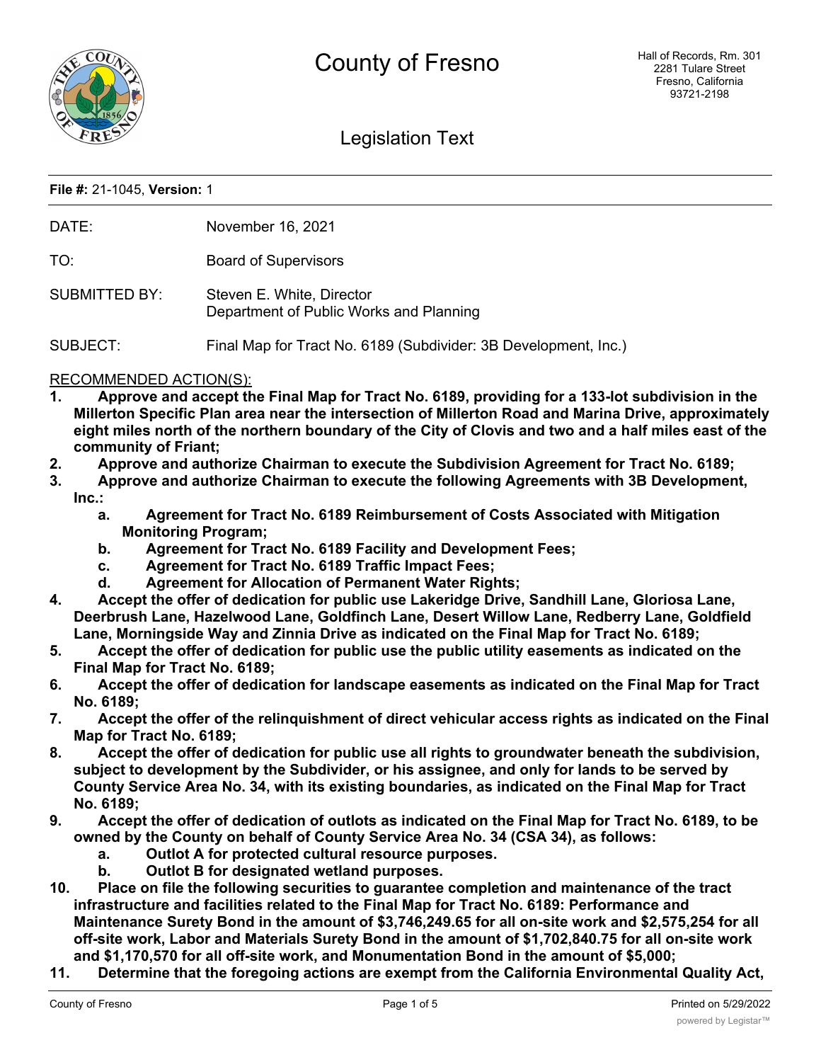# County of Fresno

Hall of Records, Rm. 301
2281 Tulare Street
Fresno, California
93721-2198

## Legislation Text

**File #:** 21-1045, **Version:** 1

DATE: November 16, 2021

TO: Board of Supervisors

SUBMITTED BY: Steven E. White, Director
Department of Public Works and Planning

SUBJECT: Final Map for Tract No. 6189 (Subdivider: 3B Development, Inc.)

RECOMMENDED ACTION(S):

1. **Approve and accept the Final Map for Tract No. 6189, providing for a 133-lot subdivision in the Millerton Specific Plan area near the intersection of Millerton Road and Marina Drive, approximately eight miles north of the northern boundary of the City of Clovis and two and a half miles east of the community of Friant;**
2. **Approve and authorize Chairman to execute the Subdivision Agreement for Tract No. 6189;**
3. **Approve and authorize Chairman to execute the following Agreements with 3B Development, Inc.:**
   a. **Agreement for Tract No. 6189 Reimbursement of Costs Associated with Mitigation Monitoring Program;**
   b. **Agreement for Tract No. 6189 Facility and Development Fees;**
   c. **Agreement for Tract No. 6189 Traffic Impact Fees;**
   d. **Agreement for Allocation of Permanent Water Rights;**
4. **Accept the offer of dedication for public use Lakeridge Drive, Sandhill Lane, Gloriosa Lane, Deerbrush Lane, Hazelwood Lane, Goldfinch Lane, Desert Willow Lane, Redberry Lane, Goldfield Lane, Morningside Way and Zinnia Drive as indicated on the Final Map for Tract No. 6189;**
5. **Accept the offer of dedication for public use the public utility easements as indicated on the Final Map for Tract No. 6189;**
6. **Accept the offer of dedication for landscape easements as indicated on the Final Map for Tract No. 6189;**
7. **Accept the offer of the relinquishment of direct vehicular access rights as indicated on the Final Map for Tract No. 6189;**
8. **Accept the offer of dedication for public use all rights to groundwater beneath the subdivision, subject to development by the Subdivider, or his assignee, and only for lands to be served by County Service Area No. 34, with its existing boundaries, as indicated on the Final Map for Tract No. 6189;**
9. **Accept the offer of dedication of outlots as indicated on the Final Map for Tract No. 6189, to be owned by the County on behalf of County Service Area No. 34 (CSA 34), as follows:**
   a. **Outlot A for protected cultural resource purposes.**
   b. **Outlot B for designated wetland purposes.**
10. **Place on file the following securities to guarantee completion and maintenance of the tract infrastructure and facilities related to the Final Map for Tract No. 6189: Performance and Maintenance Surety Bond in the amount of $3,746,249.65 for all on-site work and $2,575,254 for all off-site work, Labor and Materials Surety Bond in the amount of $1,702,840.75 for all on-site work and $1,170,570 for all off-site work, and Monumentation Bond in the amount of $5,000;**
11. **Determine that the foregoing actions are exempt from the California Environmental Quality Act,**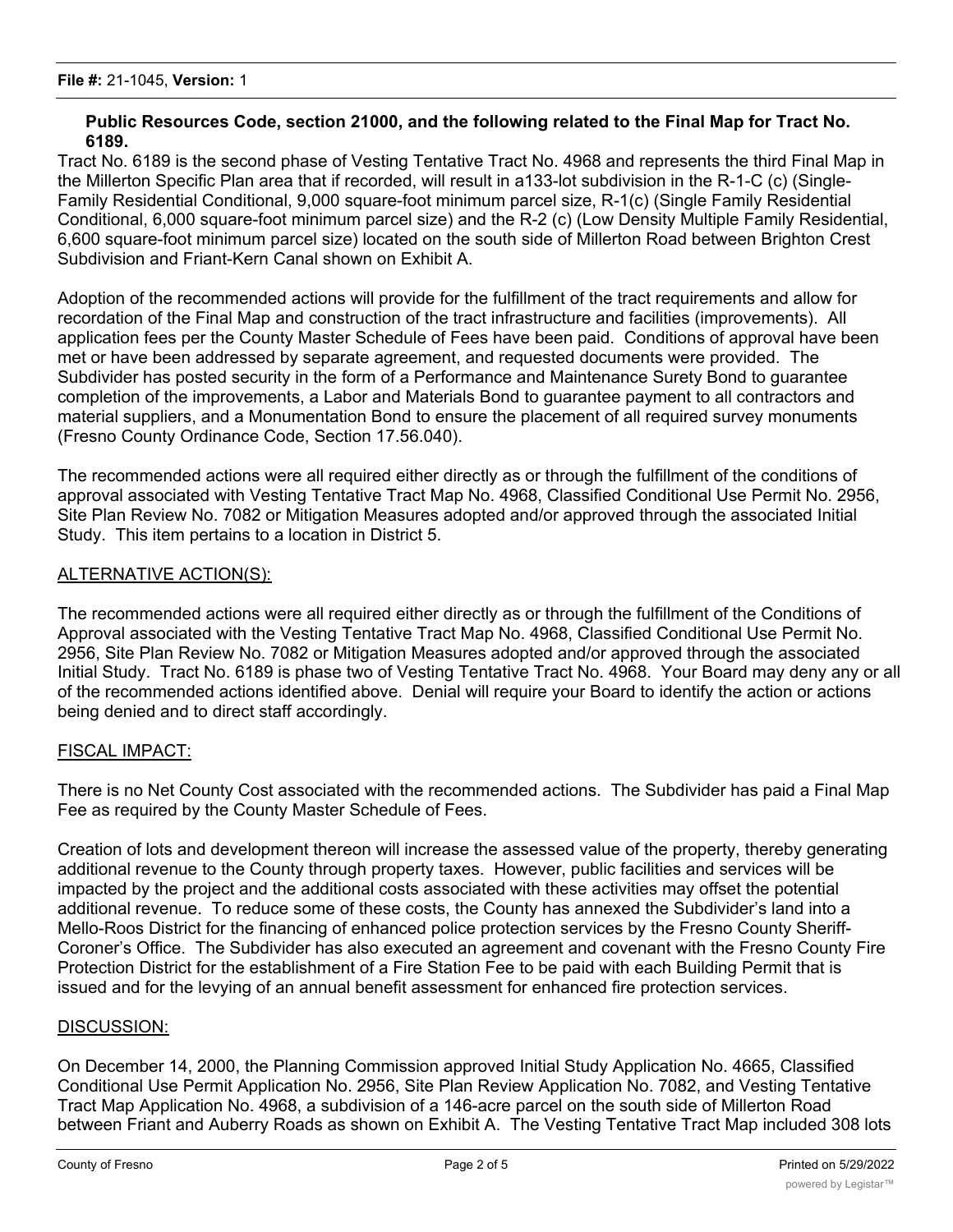**Public Resources Code, section 21000, and the following related to the Final Map for Tract No. 6189.**

Tract No. 6189 is the second phase of Vesting Tentative Tract No. 4968 and represents the third Final Map in the Millerton Specific Plan area that if recorded, will result in a133-lot subdivision in the R-1-C (c) (Single-Family Residential Conditional, 9,000 square-foot minimum parcel size, R-1(c) (Single Family Residential Conditional, 6,000 square-foot minimum parcel size) and the R-2 (c) (Low Density Multiple Family Residential, 6,600 square-foot minimum parcel size) located on the south side of Millerton Road between Brighton Crest Subdivision and Friant-Kern Canal shown on Exhibit A.

Adoption of the recommended actions will provide for the fulfillment of the tract requirements and allow for recordation of the Final Map and construction of the tract infrastructure and facilities (improvements). All application fees per the County Master Schedule of Fees have been paid. Conditions of approval have been met or have been addressed by separate agreement, and requested documents were provided. The Subdivider has posted security in the form of a Performance and Maintenance Surety Bond to guarantee completion of the improvements, a Labor and Materials Bond to guarantee payment to all contractors and material suppliers, and a Monumentation Bond to ensure the placement of all required survey monuments (Fresno County Ordinance Code, Section 17.56.040).

The recommended actions were all required either directly as or through the fulfillment of the conditions of approval associated with Vesting Tentative Tract Map No. 4968, Classified Conditional Use Permit No. 2956, Site Plan Review No. 7082 or Mitigation Measures adopted and/or approved through the associated Initial Study. This item pertains to a location in District 5.

## ALTERNATIVE ACTION(S):

The recommended actions were all required either directly as or through the fulfillment of the Conditions of Approval associated with the Vesting Tentative Tract Map No. 4968, Classified Conditional Use Permit No. 2956, Site Plan Review No. 7082 or Mitigation Measures adopted and/or approved through the associated Initial Study. Tract No. 6189 is phase two of Vesting Tentative Tract No. 4968. Your Board may deny any or all of the recommended actions identified above. Denial will require your Board to identify the action or actions being denied and to direct staff accordingly.

## FISCAL IMPACT:

There is no Net County Cost associated with the recommended actions. The Subdivider has paid a Final Map Fee as required by the County Master Schedule of Fees.

Creation of lots and development thereon will increase the assessed value of the property, thereby generating additional revenue to the County through property taxes. However, public facilities and services will be impacted by the project and the additional costs associated with these activities may offset the potential additional revenue. To reduce some of these costs, the County has annexed the Subdivider's land into a Mello-Roos District for the financing of enhanced police protection services by the Fresno County Sheriff-Coroner's Office. The Subdivider has also executed an agreement and covenant with the Fresno County Fire Protection District for the establishment of a Fire Station Fee to be paid with each Building Permit that is issued and for the levying of an annual benefit assessment for enhanced fire protection services.

## DISCUSSION:

On December 14, 2000, the Planning Commission approved Initial Study Application No. 4665, Classified Conditional Use Permit Application No. 2956, Site Plan Review Application No. 7082, and Vesting Tentative Tract Map Application No. 4968, a subdivision of a 146-acre parcel on the south side of Millerton Road between Friant and Auberry Roads as shown on Exhibit A. The Vesting Tentative Tract Map included 308 lots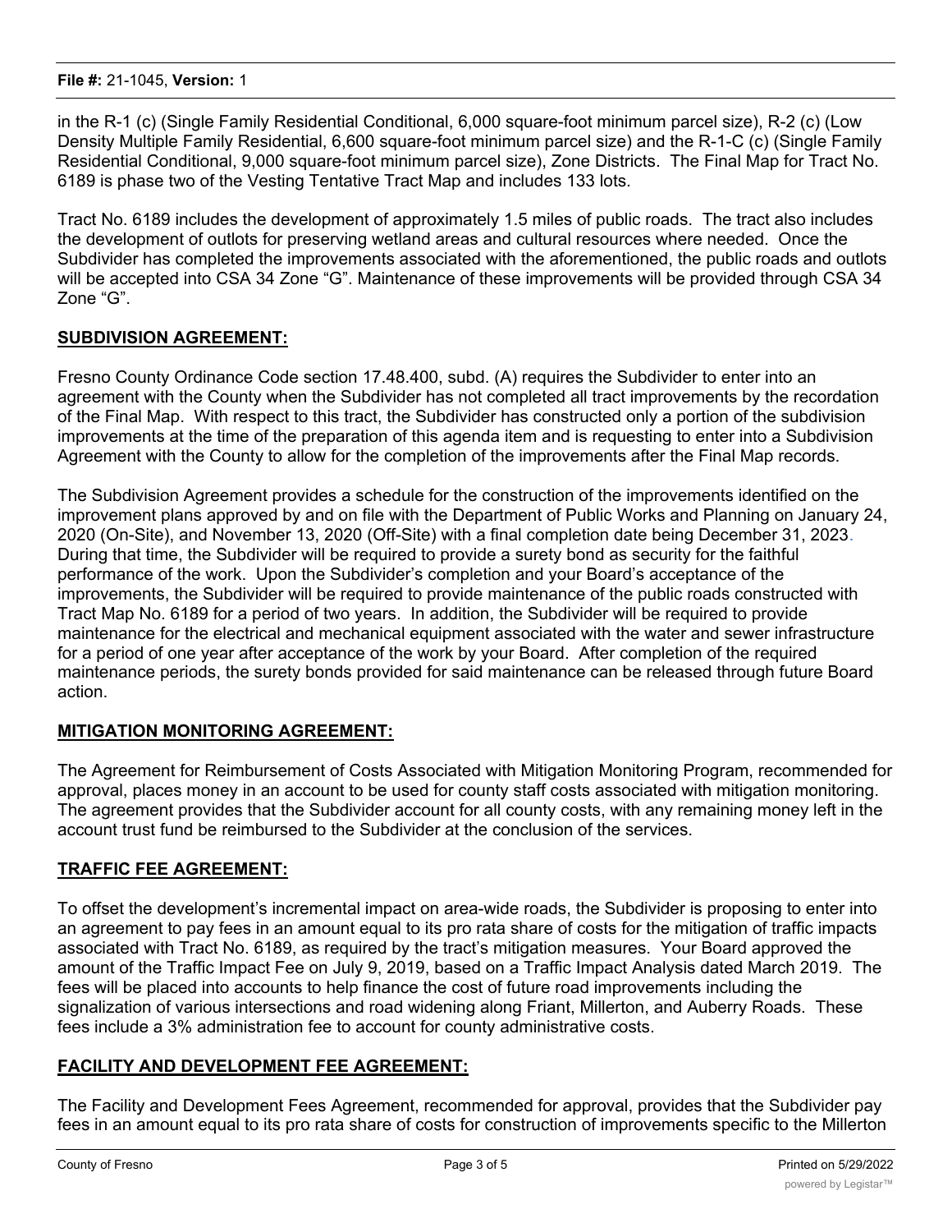in the R-1 (c) (Single Family Residential Conditional, 6,000 square-foot minimum parcel size), R-2 (c) (Low Density Multiple Family Residential, 6,600 square-foot minimum parcel size) and the R-1-C (c) (Single Family Residential Conditional, 9,000 square-foot minimum parcel size), Zone Districts. The Final Map for Tract No. 6189 is phase two of the Vesting Tentative Tract Map and includes 133 lots.

Tract No. 6189 includes the development of approximately 1.5 miles of public roads. The tract also includes the development of outlots for preserving wetland areas and cultural resources where needed. Once the Subdivider has completed the improvements associated with the aforementioned, the public roads and outlots will be accepted into CSA 34 Zone "G". Maintenance of these improvements will be provided through CSA 34 Zone "G".

## SUBDIVISION AGREEMENT:

Fresno County Ordinance Code section 17.48.400, subd. (A) requires the Subdivider to enter into an agreement with the County when the Subdivider has not completed all tract improvements by the recordation of the Final Map. With respect to this tract, the Subdivider has constructed only a portion of the subdivision improvements at the time of the preparation of this agenda item and is requesting to enter into a Subdivision Agreement with the County to allow for the completion of the improvements after the Final Map records.

The Subdivision Agreement provides a schedule for the construction of the improvements identified on the improvement plans approved by and on file with the Department of Public Works and Planning on January 24, 2020 (On-Site), and November 13, 2020 (Off-Site) with a final completion date being December 31, 2023. During that time, the Subdivider will be required to provide a surety bond as security for the faithful performance of the work. Upon the Subdivider's completion and your Board's acceptance of the improvements, the Subdivider will be required to provide maintenance of the public roads constructed with Tract Map No. 6189 for a period of two years. In addition, the Subdivider will be required to provide maintenance for the electrical and mechanical equipment associated with the water and sewer infrastructure for a period of one year after acceptance of the work by your Board. After completion of the required maintenance periods, the surety bonds provided for said maintenance can be released through future Board action.

## MITIGATION MONITORING AGREEMENT:

The Agreement for Reimbursement of Costs Associated with Mitigation Monitoring Program, recommended for approval, places money in an account to be used for county staff costs associated with mitigation monitoring. The agreement provides that the Subdivider account for all county costs, with any remaining money left in the account trust fund be reimbursed to the Subdivider at the conclusion of the services.

## TRAFFIC FEE AGREEMENT:

To offset the development's incremental impact on area-wide roads, the Subdivider is proposing to enter into an agreement to pay fees in an amount equal to its pro rata share of costs for the mitigation of traffic impacts associated with Tract No. 6189, as required by the tract's mitigation measures. Your Board approved the amount of the Traffic Impact Fee on July 9, 2019, based on a Traffic Impact Analysis dated March 2019. The fees will be placed into accounts to help finance the cost of future road improvements including the signalization of various intersections and road widening along Friant, Millerton, and Auberry Roads. These fees include a 3% administration fee to account for county administrative costs.

## FACILITY AND DEVELOPMENT FEE AGREEMENT:

The Facility and Development Fees Agreement, recommended for approval, provides that the Subdivider pay fees in an amount equal to its pro rata share of costs for construction of improvements specific to the Millerton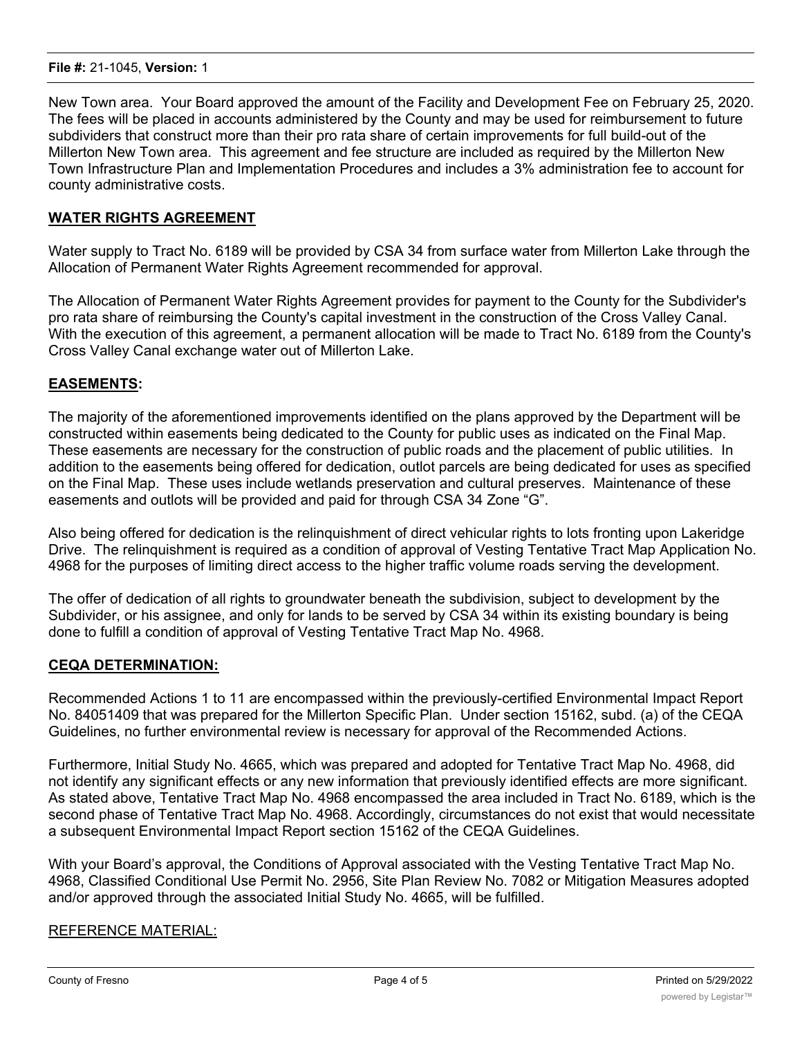New Town area. Your Board approved the amount of the Facility and Development Fee on February 25, 2020. The fees will be placed in accounts administered by the County and may be used for reimbursement to future subdividers that construct more than their pro rata share of certain improvements for full build-out of the Millerton New Town area. This agreement and fee structure are included as required by the Millerton New Town Infrastructure Plan and Implementation Procedures and includes a 3% administration fee to account for county administrative costs.

## **WATER RIGHTS AGREEMENT**

Water supply to Tract No. 6189 will be provided by CSA 34 from surface water from Millerton Lake through the Allocation of Permanent Water Rights Agreement recommended for approval.

The Allocation of Permanent Water Rights Agreement provides for payment to the County for the Subdivider's pro rata share of reimbursing the County's capital investment in the construction of the Cross Valley Canal. With the execution of this agreement, a permanent allocation will be made to Tract No. 6189 from the County's Cross Valley Canal exchange water out of Millerton Lake.

## **EASEMENTS:**

The majority of the aforementioned improvements identified on the plans approved by the Department will be constructed within easements being dedicated to the County for public uses as indicated on the Final Map. These easements are necessary for the construction of public roads and the placement of public utilities. In addition to the easements being offered for dedication, outlot parcels are being dedicated for uses as specified on the Final Map. These uses include wetlands preservation and cultural preserves. Maintenance of these easements and outlots will be provided and paid for through CSA 34 Zone "G".

Also being offered for dedication is the relinquishment of direct vehicular rights to lots fronting upon Lakeridge Drive. The relinquishment is required as a condition of approval of Vesting Tentative Tract Map Application No. 4968 for the purposes of limiting direct access to the higher traffic volume roads serving the development.

The offer of dedication of all rights to groundwater beneath the subdivision, subject to development by the Subdivider, or his assignee, and only for lands to be served by CSA 34 within its existing boundary is being done to fulfill a condition of approval of Vesting Tentative Tract Map No. 4968.

## **CEQA DETERMINATION:**

Recommended Actions 1 to 11 are encompassed within the previously-certified Environmental Impact Report No. 84051409 that was prepared for the Millerton Specific Plan. Under section 15162, subd. (a) of the CEQA Guidelines, no further environmental review is necessary for approval of the Recommended Actions.

Furthermore, Initial Study No. 4665, which was prepared and adopted for Tentative Tract Map No. 4968, did not identify any significant effects or any new information that previously identified effects are more significant. As stated above, Tentative Tract Map No. 4968 encompassed the area included in Tract No. 6189, which is the second phase of Tentative Tract Map No. 4968. Accordingly, circumstances do not exist that would necessitate a subsequent Environmental Impact Report section 15162 of the CEQA Guidelines.

With your Board's approval, the Conditions of Approval associated with the Vesting Tentative Tract Map No. 4968, Classified Conditional Use Permit No. 2956, Site Plan Review No. 7082 or Mitigation Measures adopted and/or approved through the associated Initial Study No. 4665, will be fulfilled.

## REFERENCE MATERIAL: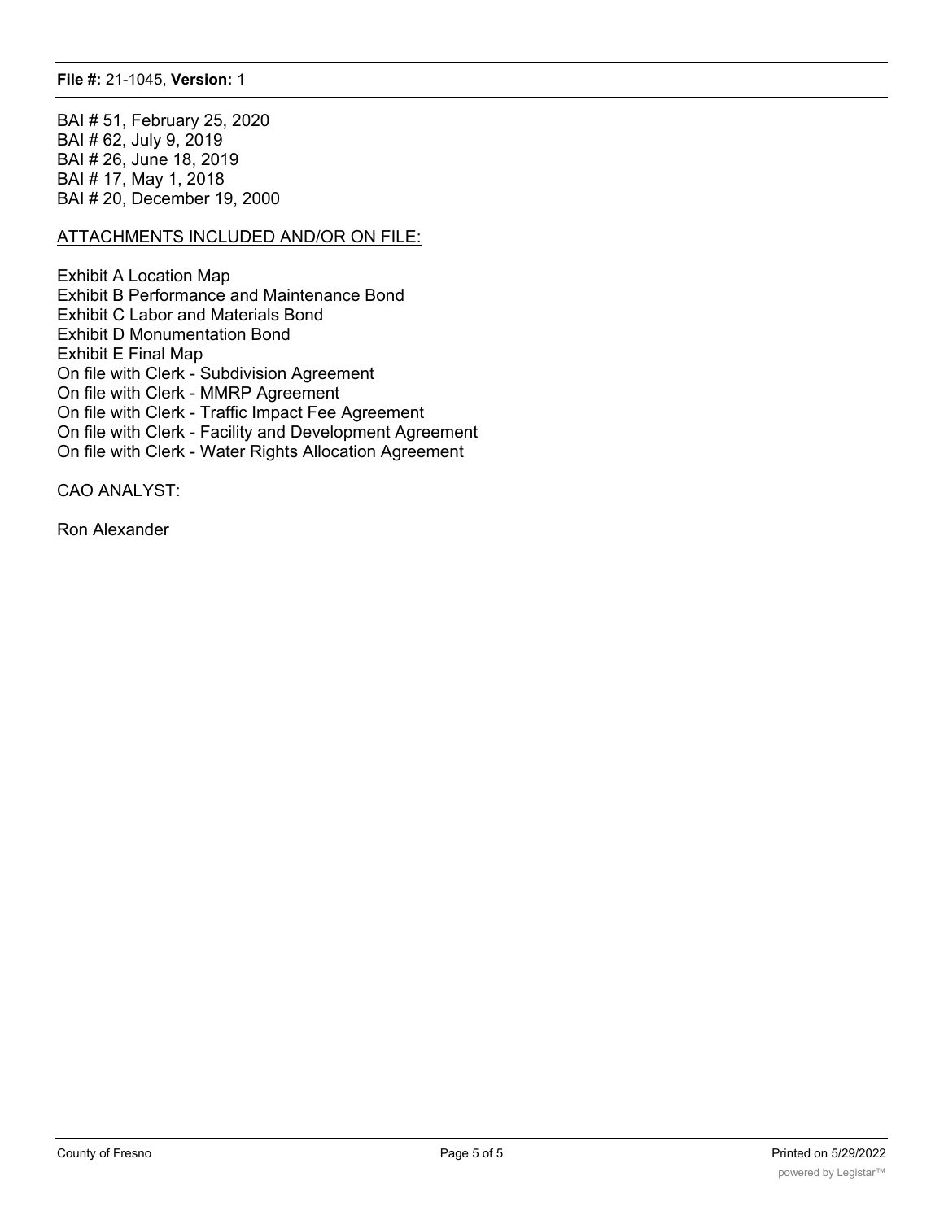BAI # 51, February 25, 2020
BAI # 62, July 9, 2019
BAI # 26, June 18, 2019
BAI # 17, May 1, 2018
BAI # 20, December 19, 2000

ATTACHMENTS INCLUDED AND/OR ON FILE:

Exhibit A Location Map
Exhibit B Performance and Maintenance Bond
Exhibit C Labor and Materials Bond
Exhibit D Monumentation Bond
Exhibit E Final Map
On file with Clerk - Subdivision Agreement
On file with Clerk - MMRP Agreement
On file with Clerk - Traffic Impact Fee Agreement
On file with Clerk - Facility and Development Agreement
On file with Clerk - Water Rights Allocation Agreement

CAO ANALYST:

Ron Alexander